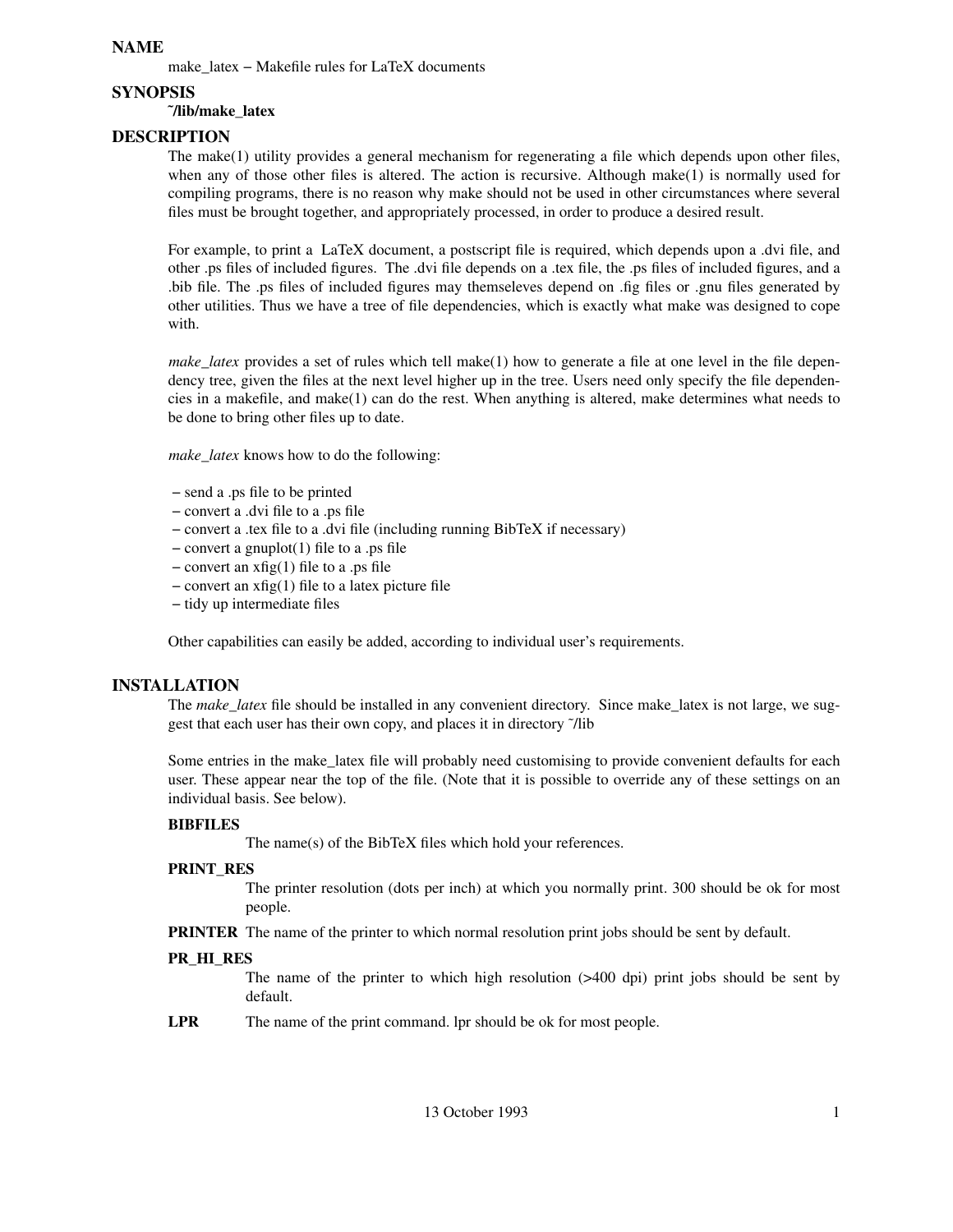## NAME

make_latex − Makefile rules for LaTeX documents

## SYNOPSIS

**~/lib/make_latex**

## DESCRIPTION

The make(1) utility provides a general mechanism for regenerating a file which depends upon other files, when any of those other files is altered. The action is recursive. Although make(1) is normally used for compiling programs, there is no reason why make should not be used in other circumstances where several files must be brought together, and appropriately processed, in order to produce a desired result.

For example, to print a LaTeX document, a postscript file is required, which depends upon a .dvi file, and other .ps files of included figures. The .dvi file depends on a .tex file, the .ps files of included figures, and a .bib file. The .ps files of included figures may themseleves depend on .fig files or .gnu files generated by other utilities. Thus we have a tree of file dependencies, which is exactly what make was designed to cope with.

*make_latex* provides a set of rules which tell make(1) how to generate a file at one level in the file dependency tree, given the files at the next level higher up in the tree. Users need only specify the file dependencies in a makefile, and make(1) can do the rest. When anything is altered, make determines what needs to be done to bring other files up to date.

*make_latex* knows how to do the following:

- send a .ps file to be printed
- convert a .dvi file to a .ps file
- convert a .tex file to a .dvi file (including running BibTeX if necessary)
- convert a gnuplot(1) file to a .ps file
- convert an xfig(1) file to a .ps file
- convert an xfig(1) file to a latex picture file
- tidy up intermediate files

Other capabilities can easily be added, according to individual user's requirements.

## INSTALLATION

The *make_latex* file should be installed in any convenient directory. Since make_latex is not large, we suggest that each user has their own copy, and places it in directory ~/lib

Some entries in the make_latex file will probably need customising to provide convenient defaults for each user. These appear near the top of the file. (Note that it is possible to override any of these settings on an individual basis. See below).

**BIBFILES**
The name(s) of the BibTeX files which hold your references.

**PRINT_RES**
The printer resolution (dots per inch) at which you normally print. 300 should be ok for most people.

**PRINTER** The name of the printer to which normal resolution print jobs should be sent by default.

**PR_HI_RES**
The name of the printer to which high resolution (>400 dpi) print jobs should be sent by default.

**LPR** The name of the print command. lpr should be ok for most people.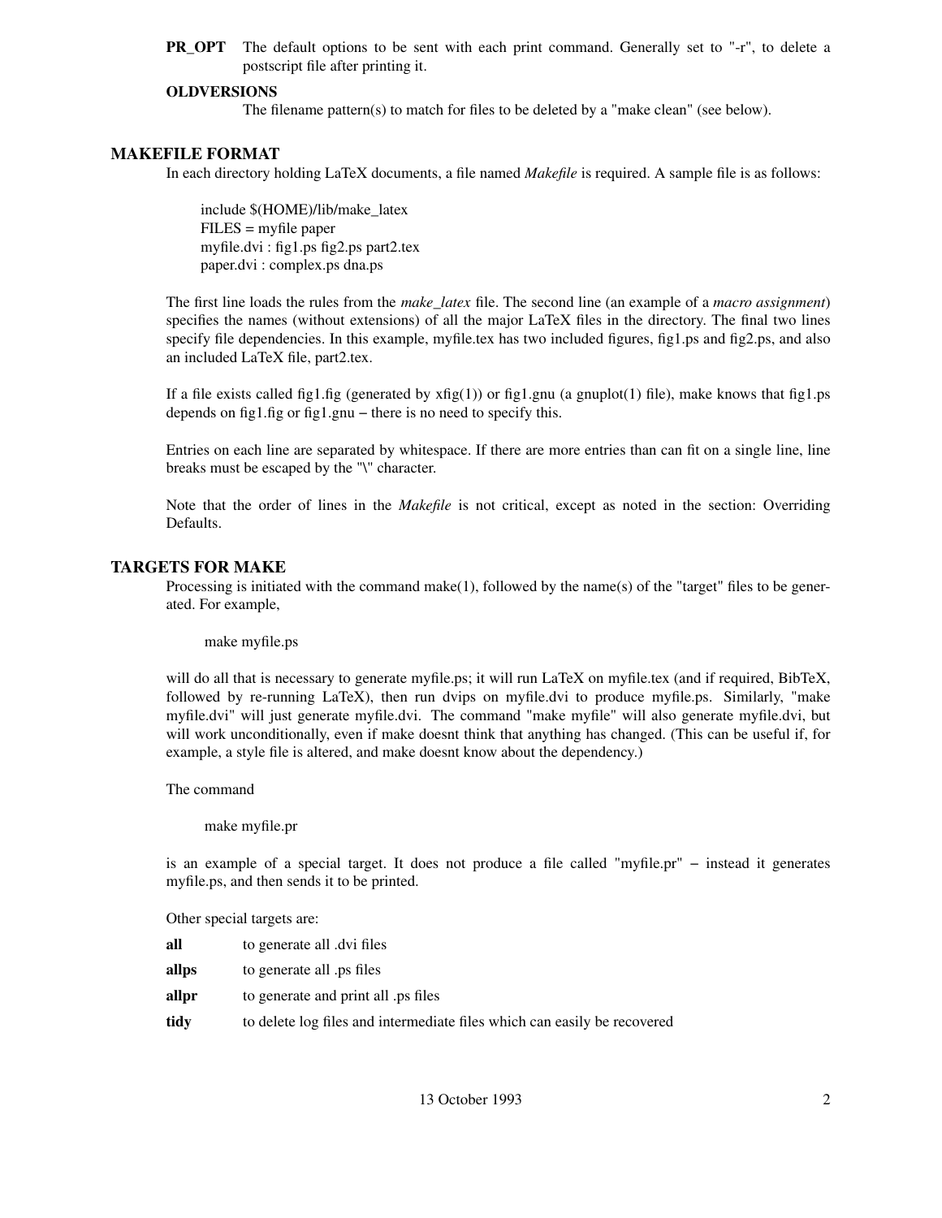**PR_OPT** The default options to be sent with each print command. Generally set to "-r", to delete a postscript file after printing it.

**OLDVERSIONS**
The filename pattern(s) to match for files to be deleted by a "make clean" (see below).

## MAKEFILE FORMAT

In each directory holding LaTeX documents, a file named *Makefile* is required. A sample file is as follows:

```
include $(HOME)/lib/make_latex
FILES = myfile paper
myfile.dvi : fig1.ps fig2.ps part2.tex
paper.dvi : complex.ps dna.ps
```

The first line loads the rules from the *make_latex* file. The second line (an example of a *macro assignment*) specifies the names (without extensions) of all the major LaTeX files in the directory. The final two lines specify file dependencies. In this example, myfile.tex has two included figures, fig1.ps and fig2.ps, and also an included LaTeX file, part2.tex.

If a file exists called fig1.fig (generated by xfig(1)) or fig1.gnu (a gnuplot(1) file), make knows that fig1.ps depends on fig1.fig or fig1.gnu − there is no need to specify this.

Entries on each line are separated by whitespace. If there are more entries than can fit on a single line, line breaks must be escaped by the "\" character.

Note that the order of lines in the *Makefile* is not critical, except as noted in the section: Overriding Defaults.

## TARGETS FOR MAKE

Processing is initiated with the command make(1), followed by the name(s) of the "target" files to be generated. For example,

```
make myfile.ps
```

will do all that is necessary to generate myfile.ps; it will run LaTeX on myfile.tex (and if required, BibTeX, followed by re-running LaTeX), then run dvips on myfile.dvi to produce myfile.ps. Similarly, "make myfile.dvi" will just generate myfile.dvi. The command "make myfile" will also generate myfile.dvi, but will work unconditionally, even if make doesnt think that anything has changed. (This can be useful if, for example, a style file is altered, and make doesnt know about the dependency.)

The command

```
make myfile.pr
```

is an example of a special target. It does not produce a file called "myfile.pr" − instead it generates myfile.ps, and then sends it to be printed.

Other special targets are:

**all** to generate all .dvi files

**allps** to generate all .ps files

**allpr** to generate and print all .ps files

**tidy** to delete log files and intermediate files which can easily be recovered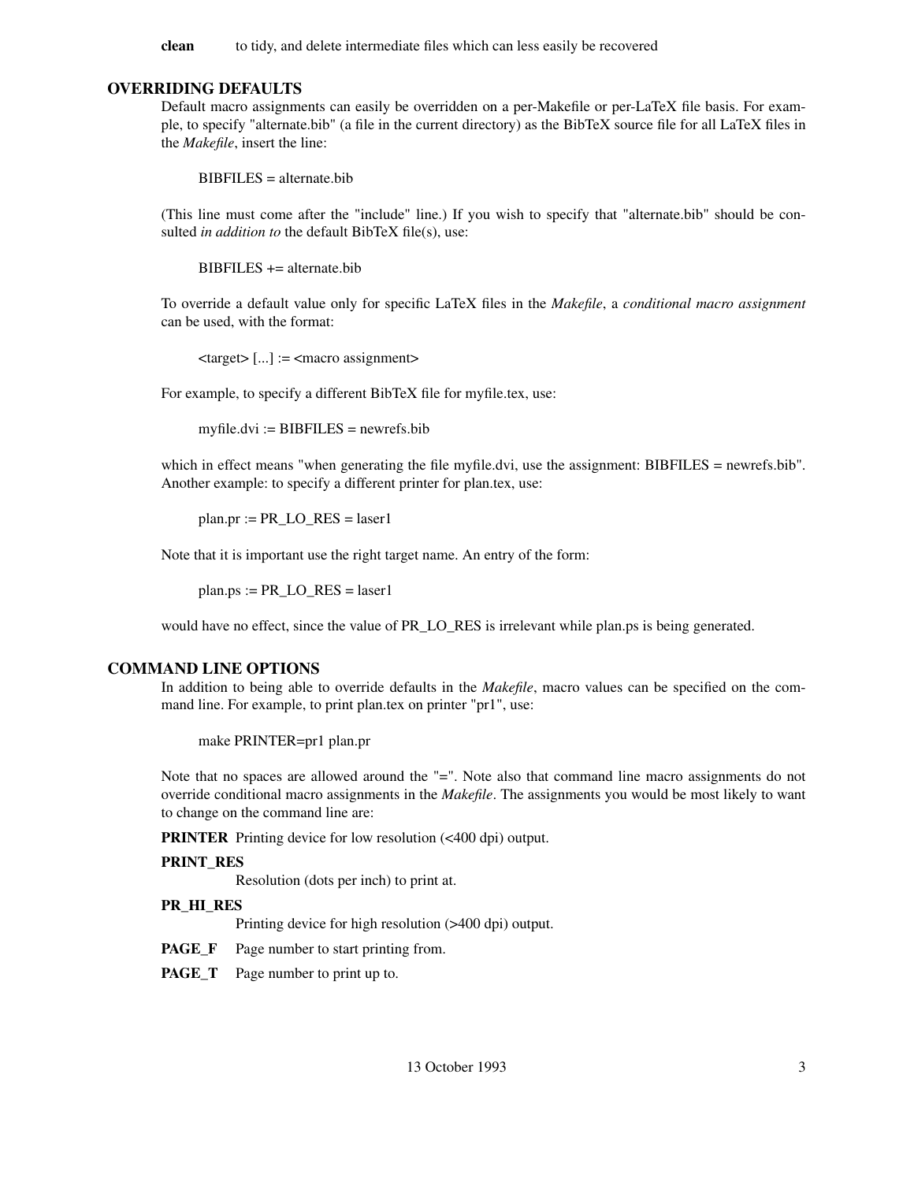**clean** to tidy, and delete intermediate files which can less easily be recovered

## OVERRIDING DEFAULTS

Default macro assignments can easily be overridden on a per-Makefile or per-LaTeX file basis. For example, to specify "alternate.bib" (a file in the current directory) as the BibTeX source file for all LaTeX files in the *Makefile*, insert the line:

```
BIBFILES = alternate.bib
```

(This line must come after the "include" line.) If you wish to specify that "alternate.bib" should be consulted *in addition to* the default BibTeX file(s), use:

```
BIBFILES += alternate.bib
```

To override a default value only for specific LaTeX files in the *Makefile*, a *conditional macro assignment* can be used, with the format:

```
<target> [...] := <macro assignment>
```

For example, to specify a different BibTeX file for myfile.tex, use:

```
myfile.dvi := BIBFILES = newrefs.bib
```

which in effect means "when generating the file myfile.dvi, use the assignment: BIBFILES = newrefs.bib". Another example: to specify a different printer for plan.tex, use:

```
plan.pr := PR_LO_RES = laser1
```

Note that it is important use the right target name. An entry of the form:

```
plan.ps := PR_LO_RES = laser1
```

would have no effect, since the value of PR_LO_RES is irrelevant while plan.ps is being generated.

## COMMAND LINE OPTIONS

In addition to being able to override defaults in the *Makefile*, macro values can be specified on the command line. For example, to print plan.tex on printer "pr1", use:

```
make PRINTER=pr1 plan.pr
```

Note that no spaces are allowed around the "=". Note also that command line macro assignments do not override conditional macro assignments in the *Makefile*. The assignments you would be most likely to want to change on the command line are:

**PRINTER** Printing device for low resolution (<400 dpi) output.

**PRINT_RES**
Resolution (dots per inch) to print at.

**PR_HI_RES**
Printing device for high resolution (>400 dpi) output.

**PAGE_F** Page number to start printing from.

**PAGE_T** Page number to print up to.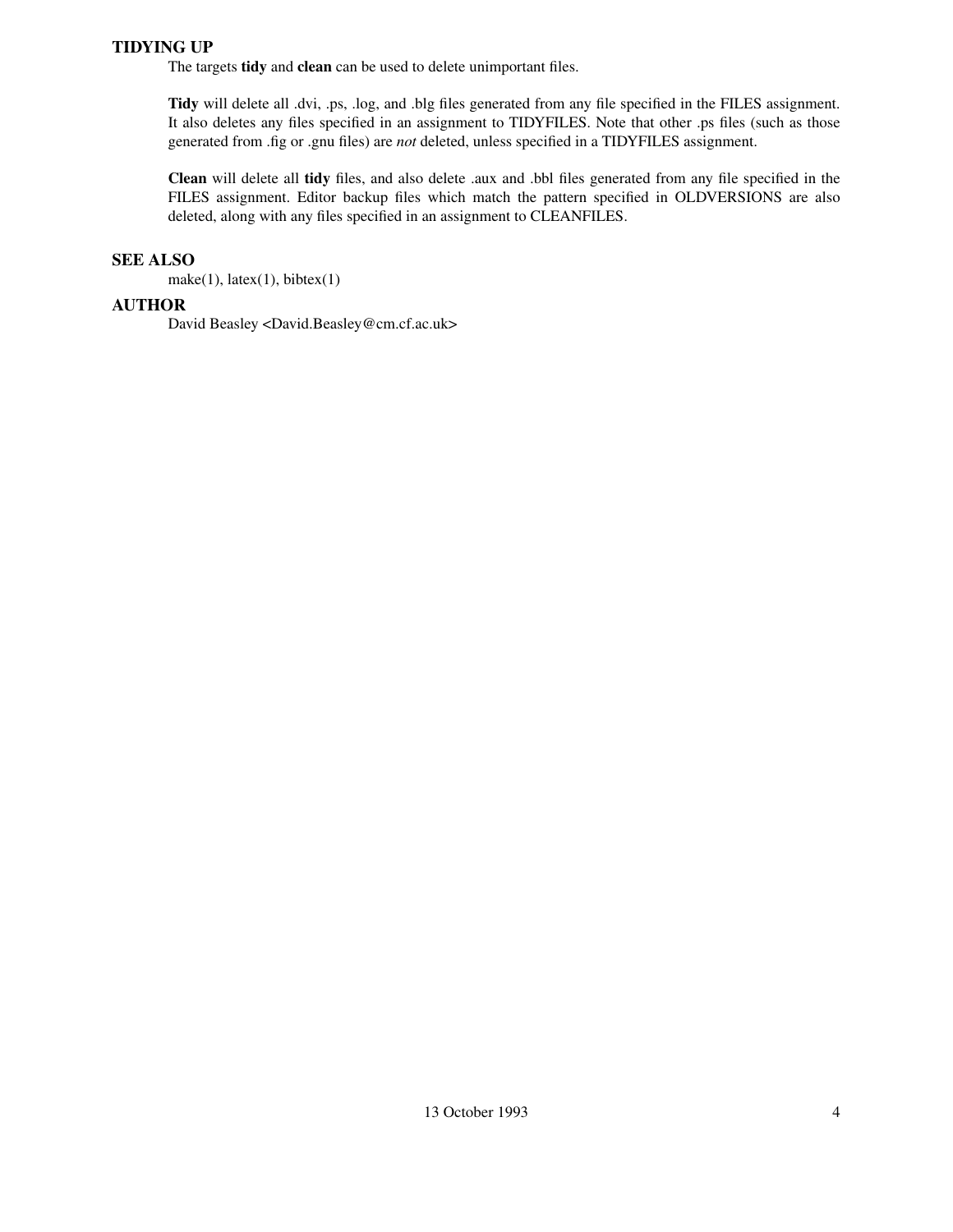## TIDYING UP

The targets **tidy** and **clean** can be used to delete unimportant files.

**Tidy** will delete all .dvi, .ps, .log, and .blg files generated from any file specified in the FILES assignment. It also deletes any files specified in an assignment to TIDYFILES. Note that other .ps files (such as those generated from .fig or .gnu files) are *not* deleted, unless specified in a TIDYFILES assignment.

**Clean** will delete all **tidy** files, and also delete .aux and .bbl files generated from any file specified in the FILES assignment. Editor backup files which match the pattern specified in OLDVERSIONS are also deleted, along with any files specified in an assignment to CLEANFILES.

## SEE ALSO

make(1), latex(1), bibtex(1)

## AUTHOR

David Beasley <David.Beasley@cm.cf.ac.uk>